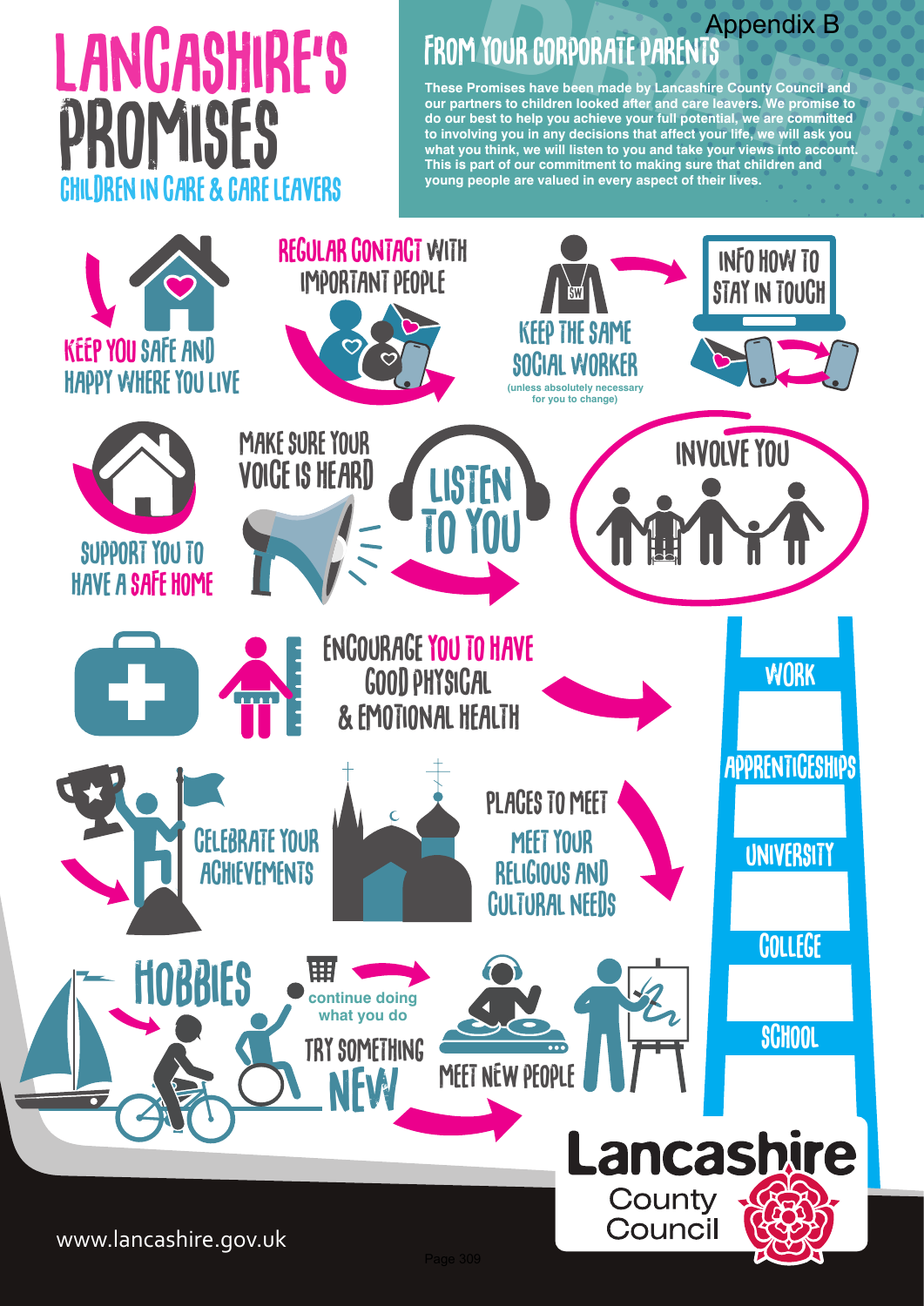# LANCASHIRE'S PROMISES

## CHILDREN IN CARE & CARE LEAVERS

Appendix B

## FROM YOUR CORPORATE PARENTS

**These Promises have been made by Lancashire County Council and our partners to children looked after and care leavers. We promise to do our best to help you achieve your full potential, we are committed to involving you in any decisions that affect your life, we will ask you what you think, we will listen to you and take your views into account. This is part of our commitment to making sure that children and young people are valued in every aspect of their lives.**

KEEP YOU SAFE AND HAPPY WHERE YOU LIVE

REGULAR CONTACT WITH IMPORTANT PEOPLE

KEEP THE SAME SOCIAL WORKER
(unless absolutely necessary for you to change)

INFO HOW TO STAY IN TOUCH

SUPPORT YOU TO HAVE A SAFE HOME

MAKE SURE YOUR VOICE IS HEARD

LISTEN TO YOU

INVOLVE YOU

ENCOURAGE YOU TO HAVE GOOD PHYSICAL & EMOTIONAL HEALTH

WORK

APPRENTICESHIPS

UNIVERSITY

COLLEGE

SCHOOL

CELEBRATE YOUR ACHIEVEMENTS

PLACES TO MEET

MEET YOUR RELIGIOUS AND CULTURAL NEEDS

HOBBIES

continue doing what you do

TRY SOMETHING NEW

MEET NEW PEOPLE

Lancashire County Council

www.lancashire.gov.uk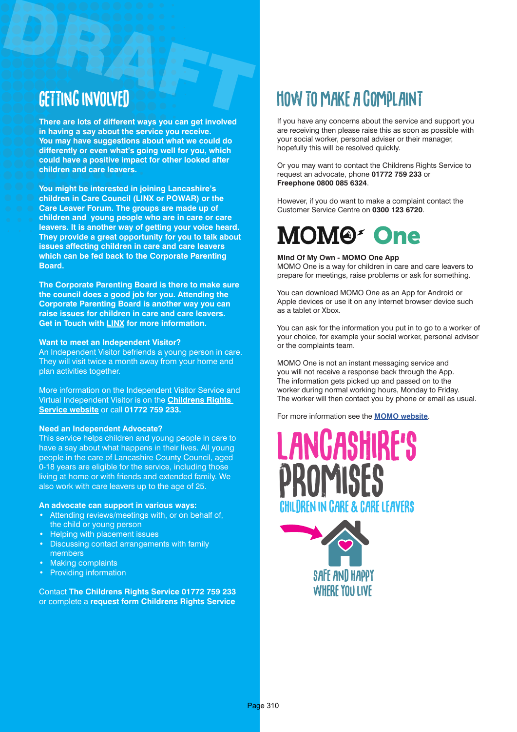## Getting Involved

**There are lots of different ways you can get involved in having a say about the service you receive. You may have suggestions about what we could do differently or even what's going well for you, which could have a positive impact for other looked after children and care leavers.**

**You might be interested in joining Lancashire's children in Care Council (LINX or POWAR) or the Care Leaver Forum. The groups are made up of children and young people who are in care or care leavers. It is another way of getting your voice heard. They provide a great opportunity for you to talk about issues affecting children in care and care leavers which can be fed back to the Corporate Parenting Board.**

**The Corporate Parenting Board is there to make sure the council does a good job for you. Attending the Corporate Parenting Board is another way you can raise issues for children in care and care leavers. Get in Touch with LINX for more information.**

**Want to meet an Independent Visitor?**
An Independent Visitor befriends a young person in care. They will visit twice a month away from your home and plan activities together.

More information on the Independent Visitor Service and Virtual Independent Visitor is on the **Childrens Rights Service website** or call **01772 759 233.**

**Need an Independent Advocate?**
This service helps children and young people in care to have a say about what happens in their lives. All young people in the care of Lancashire County Council, aged 0-18 years are eligible for the service, including those living at home or with friends and extended family. We also work with care leavers up to the age of 25.

**An advocate can support in various ways:**

- Attending reviews/meetings with, or on behalf of, the child or young person
- Helping with placement issues
- Discussing contact arrangements with family members
- Making complaints
- Providing information

Contact **The Childrens Rights Service 01772 759 233** or complete a **request form Childrens Rights Service**

## How to Make a Complaint

If you have any concerns about the service and support you are receiving then please raise this as soon as possible with your social worker, personal adviser or their manager, hopefully this will be resolved quickly.

Or you may want to contact the Childrens Rights Service to request an advocate, phone **01772 759 233** or **Freephone 0800 085 6324**.

However, if you do want to make a complaint contact the Customer Service Centre on **0300 123 6720**.

MOMO One

**Mind Of My Own - MOMO One App**
MOMO One is a way for children in care and care leavers to prepare for meetings, raise problems or ask for something.

You can download MOMO One as an App for Android or Apple devices or use it on any internet browser device such as a tablet or Xbox.

You can ask for the information you put in to go to a worker of your choice, for example your social worker, personal advisor or the complaints team.

MOMO One is not an instant messaging service and you will not receive a response back through the App. The information gets picked up and passed on to the worker during normal working hours, Monday to Friday. The worker will then contact you by phone or email as usual.

For more information see the **MOMO website**.

LANCASHIRE'S PROMISES
CHILDREN IN CARE & CARE LEAVERS

SAFE AND HAPPY WHERE YOU LIVE